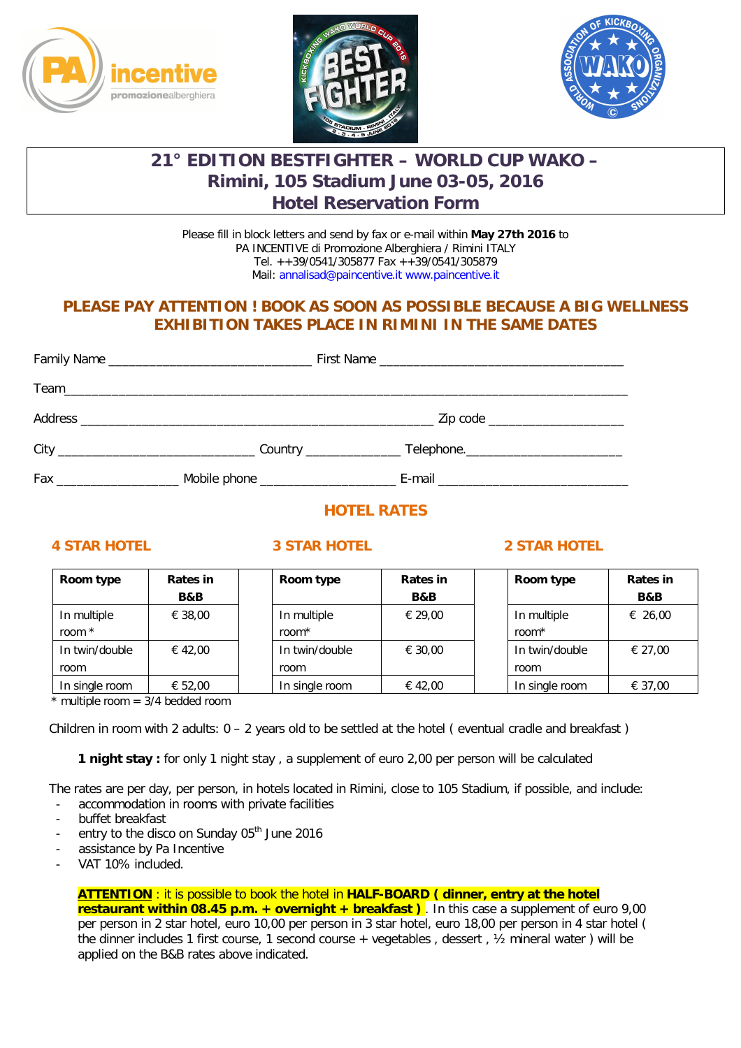# 21° EDITION BESTFIGHTER – WORLD CUP WAKO – Rimini, 105 Stadium June 03-05, 2016
## Hotel Reservation Form

Please fill in block letters and send by fax or e-mail within **May 27th 2016** to
PA INCENTIVE di Promozione Alberghiera / Rimini ITALY
Tel. ++39/0541/305877 Fax ++39/0541/305879
Mail: annalisad@paincentive.it www.paincentive.it

**PLEASE PAY ATTENTION ! BOOK AS SOON AS POSSIBLE BECAUSE A BIG WELLNESS EXHIBITION TAKES PLACE IN RIMINI IN THE SAME DATES**

Family Name ____________________________ First Name __________________________________

Team_____________________________________________________________________________

Address ________________________________________________ Zip code ___________________

City ___________________________ Country _____________ Telephone.______________________

Fax _________________ Mobile phone ___________________ E-mail ___________________________

## HOTEL RATES

**4 STAR HOTEL**

| Room type | Rates in B&B |
|---|---|
| In multiple room * | € 38,00 |
| In twin/double room | € 42,00 |
| In single room | € 52,00 |

**3 STAR HOTEL**

| Room type | Rates in B&B |
|---|---|
| In multiple room* | € 29,00 |
| In twin/double room | € 30,00 |
| In single room | € 42,00 |

**2 STAR HOTEL**

| Room type | Rates in B&B |
|---|---|
| In multiple room* | € 26,00 |
| In twin/double room | € 27,00 |
| In single room | € 37,00 |

\* multiple room = 3/4 bedded room

Children in room with 2 adults: 0 – 2 years old to be settled at the hotel ( eventual cradle and breakfast )

**1 night stay :** for only 1 night stay , a supplement of euro 2,00 per person will be calculated

The rates are per day, per person, in hotels located in Rimini, close to 105 Stadium, if possible, and include:

- accommodation in rooms with private facilities
- buffet breakfast
- entry to the disco on Sunday 05th June 2016
- assistance by Pa Incentive
- VAT 10% included.

**ATTENTION** : it is possible to book the hotel in **HALF-BOARD ( dinner, entry at the hotel restaurant within 08.45 p.m. + overnight + breakfast )** . In this case a supplement of euro 9,00 per person in 2 star hotel, euro 10,00 per person in 3 star hotel, euro 18,00 per person in 4 star hotel ( the dinner includes 1 first course, 1 second course + vegetables , dessert , ½ mineral water ) will be applied on the B&B rates above indicated.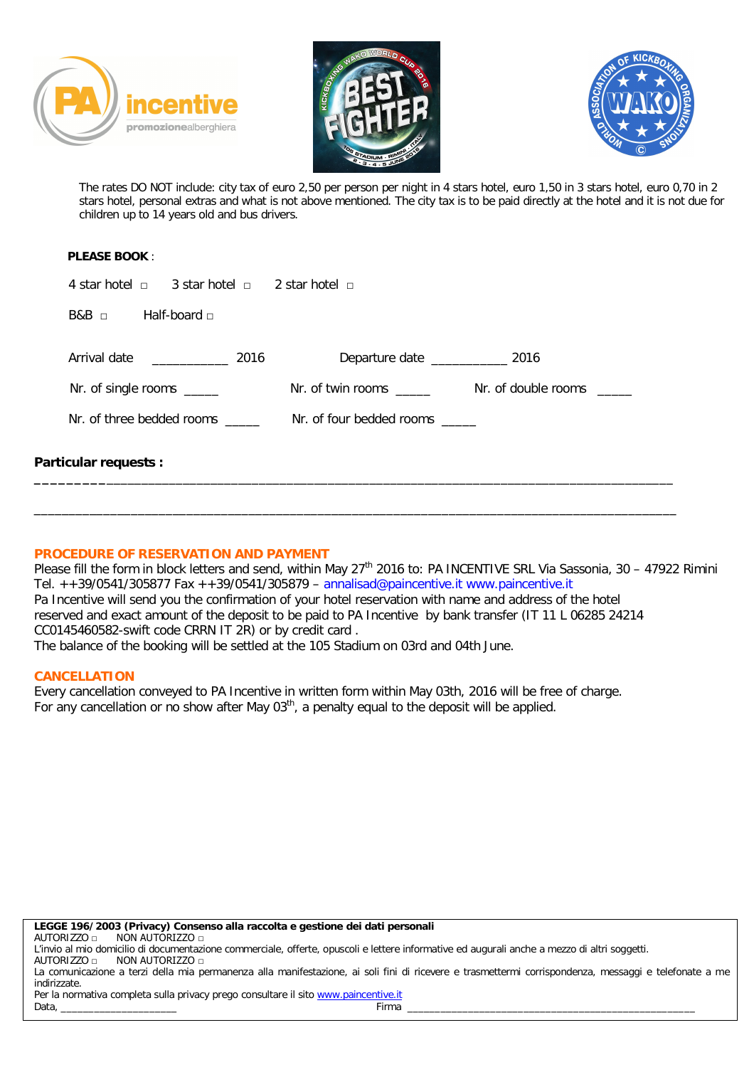The rates DO NOT include: city tax of euro 2,50 per person per night in 4 stars hotel, euro 1,50 in 3 stars hotel, euro 0,70 in 2 stars hotel, personal extras and what is not above mentioned. The city tax is to be paid directly at the hotel and it is not due for children up to 14 years old and bus drivers.

**PLEASE BOOK** :

4 star hotel □    3 star hotel □    2 star hotel □

B&B □    Half-board □

Arrival date ___________ 2016    Departure date ___________ 2016

Nr. of single rooms _____    Nr. of twin rooms _____    Nr. of double rooms _____

Nr. of three bedded rooms _____    Nr. of four bedded rooms _____

**Particular requests :**

______________________________________________________________________________________

______________________________________________________________________________________

## PROCEDURE OF RESERVATION AND PAYMENT

Please fill the form in block letters and send, within May 27th 2016 to: PA INCENTIVE SRL Via Sassonia, 30 – 47922 Rimini Tel. ++39/0541/305877 Fax ++39/0541/305879 – annalisad@paincentive.it www.paincentive.it
Pa Incentive will send you the confirmation of your hotel reservation with name and address of the hotel reserved and exact amount of the deposit to be paid to PA Incentive by bank transfer (IT 11 L 06285 24214 CC0145460582-swift code CRRN IT 2R) or by credit card .
The balance of the booking will be settled at the 105 Stadium on 03rd and 04th June.

## CANCELLATION

Every cancellation conveyed to PA Incentive in written form within May 03th, 2016 will be free of charge.
For any cancellation or no show after May 03th, a penalty equal to the deposit will be applied.

**LEGGE 196/2003 (Privacy) Consenso alla raccolta e gestione dei dati personali**
AUTORIZZO □    NON AUTORIZZO □
L'invio al mio domicilio di documentazione commerciale, offerte, opuscoli e lettere informative ed augurali anche a mezzo di altri soggetti.
AUTORIZZO □    NON AUTORIZZO □
La comunicazione a terzi della mia permanenza alla manifestazione, ai soli fini di ricevere e trasmettermi corrispondenza, messaggi e telefonate a me indirizzate.
Per la normativa completa sulla privacy prego consultare il sito www.paincentive.it
Data, ____________________    Firma ________________________________________________